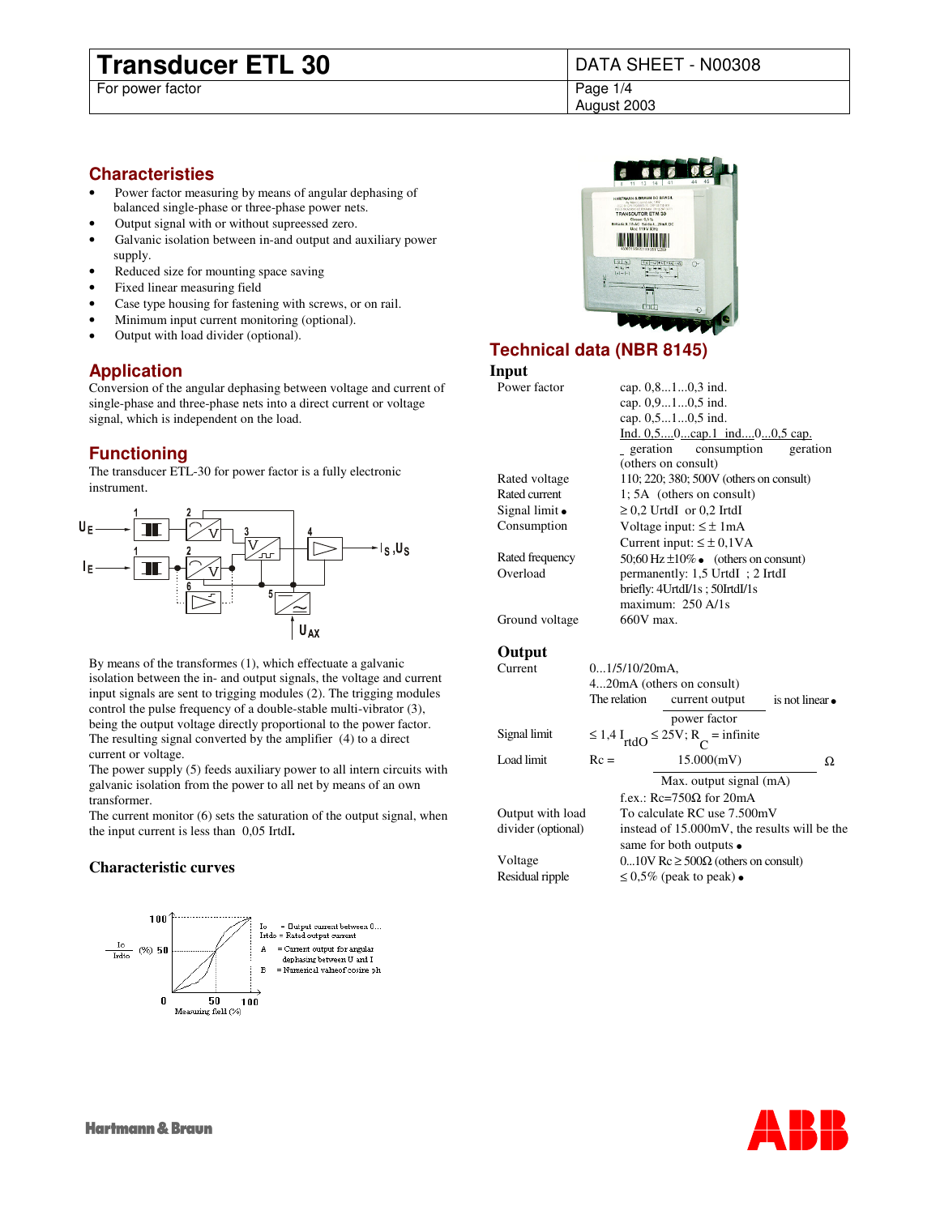# Transducer ETL 30

For power factor

DATA SHEET - N00308

August 2003

## Characteristics

- Power factor measuring by means of angular dephasing of balanced single-phase or three-phase power nets.
- Output signal with or without supressed zero.
- Galvanic isolation between in-and output and auxiliary power supply.
- Reduced size for mounting space saving
- Fixed linear measuring field
- Case type housing for fastening with screws, or on rail.
- Minimum input current monitoring (optional).
- Output with load divider (optional).

## Application

Conversion of the angular dephasing between voltage and current of single-phase and three-phase nets into a direct current or voltage signal, which is independent on the load.

## Functioning

The transducer ETL-30 for power factor is a fully electronic instrument.

By means of the transformes (1), which effectuate a galvanic isolation between the in- and output signals, the voltage and current input signals are sent to trigging modules (2). The trigging modules control the pulse frequency of a double-stable multi-vibrator (3), being the output voltage directly proportional to the power factor. The resulting signal converted by the amplifier (4) to a direct current or voltage.

The power supply (5) feeds auxiliary power to all intern circuits with galvanic isolation from the power to all net by means of an own transformer.

The current monitor (6) sets the saturation of the output signal, when the input current is less than 0,05 IrtdI**.**

### Characteristic curves

Io = Output current between 0...
Irtdo = Rated output current
A = Current output for angular dephasing between U and I
B = Numerical valueof cosine ph

## Technical data (NBR 8145)

### Input

| | |
|---|---|
| Power factor | cap. 0,8...1...0,3 ind. |
| | cap. 0,9...1...0,5 ind. |
| | cap. 0,5...1...0,5 ind. |
| | Ind. 0,5....0...cap.1 ind....0...0,5 cap. |
| | geration consumption geration |
| | (others on consult) |
| Rated voltage | 110; 220; 380; 500V (others on consult) |
| Rated current | 1; 5A (others on consult) |
| Signal limit • | ≥ 0,2 UrtdI or 0,2 IrtdI |
| Consumption | Voltage input: ≤ ± 1mA |
| | Current input: ≤ ± 0,1VA |
| Rated frequency | 50;60 Hz ±10% • (others on consunt) |
| Overload | permanently: 1,5 UrtdI ; 2 IrtdI |
| | briefly: 4UrtdI/1s ; 50IrtdI/1s |
| | maximum: 250 A/1s |
| Ground voltage | 660V max. |

### Output

| | |
|---|---|
| Current | 0...1/5/10/20mA, |
| | 4...20mA (others on consult) |
| | The relation $\frac{\text{current output}}{\text{power factor}}$ is not linear • |
| Signal limit | ≤ 1,4 $I_{rtdO}$ ≤ 25V; $R_C$ = infinite |
| Load limit | Rc = $\frac{15.000(\text{mV})}{\text{Max. output signal (mA)}}$ Ω |
| | f.ex.: Rc=750Ω for 20mA |
| Output with load divider (optional) | To calculate RC use 7.500mV instead of 15.000mV, the results will be the same for both outputs • |
| Voltage | 0...10V Rc ≥ 500Ω (others on consult) |
| Residual ripple | ≤ 0,5% (peak to peak) • |

Hartmann & Braun

ABB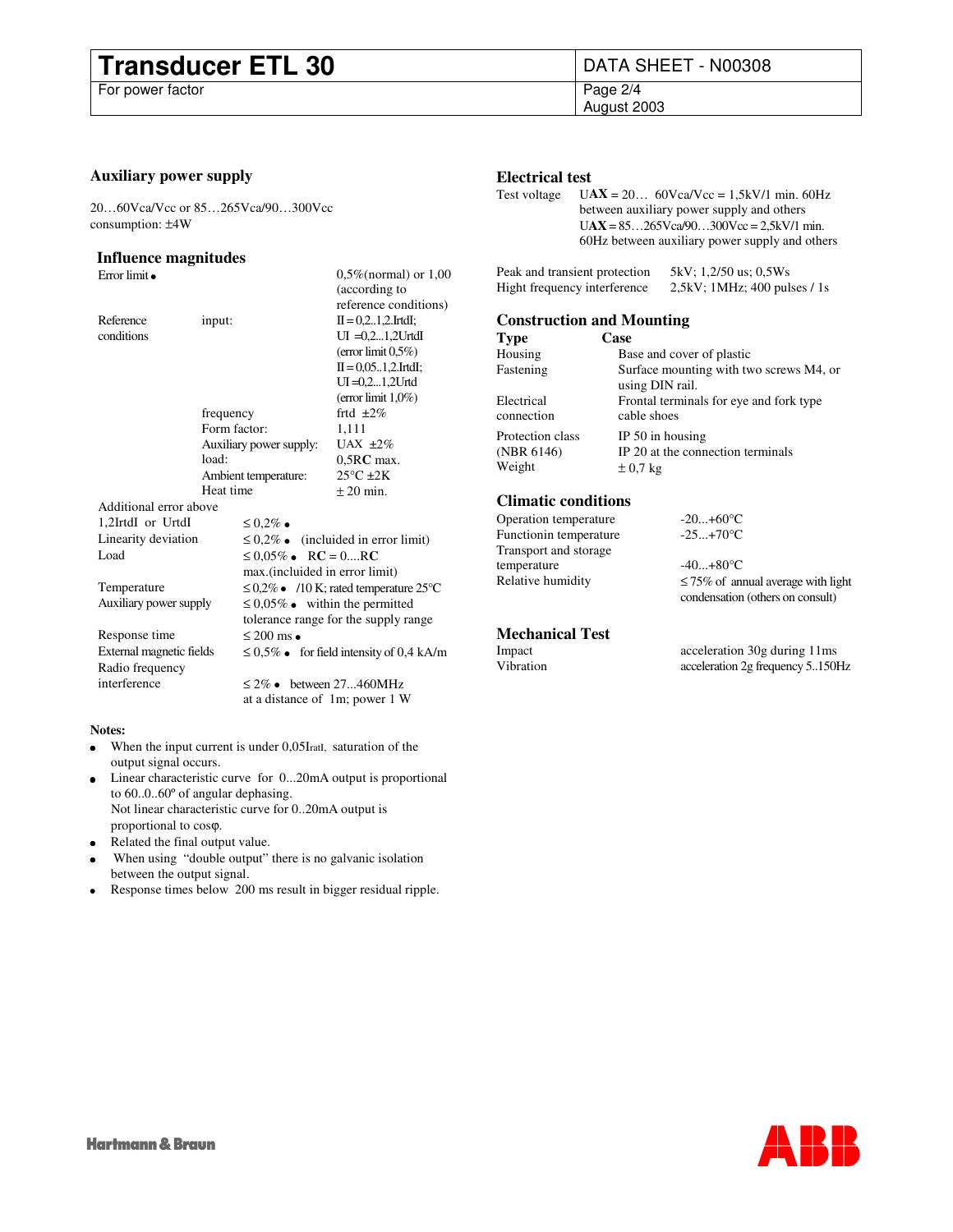## Auxiliary power supply

20…60Vca/Vcc or 85…265Vca/90…300Vcc
consumption: ±4W

## Influence magnitudes

| | | |
|---|---|---|
| Error limit • | | 0,5%(normal) or 1,00 (according to reference conditions) |
| Reference conditions | input: | II = 0,2..1,2.IrtdI; UI =0,2...1,2UrtdI (error limit 0,5%) II =0,05..1,2.IrtdI; UI =0,2...1,2Urtd (error limit 1,0%) |
| | frequency | frtd ±2% |
| | Form factor: | 1,111 |
| | Auxiliary power supply: | UAX ±2% |
| | load: | 0,5**R**C max. |
| | Ambient temperature: | 25°C ±2K |
| | Heat time | ± 20 min. |

| | |
|---|---|
| Additional error above 1,2IrtdI or UrtdI | ≤ 0,2% • |
| Linearity deviation | ≤ 0,2% • (incluided in error limit) |
| Load | ≤ 0,05% • **R**C = 0....**R**C max.(incluided in error limit) |
| Temperature | ≤ 0,2% • /10 K; rated temperature 25°C |
| Auxiliary power supply | ≤ 0,05% • within the permitted tolerance range for the supply range |
| Response time | ≤ 200 ms • |
| External magnetic fields | ≤ 0,5% • for field intensity of 0,4 kA/m |
| Radio frequency interference | ≤ 2% • between 27...460MHz at a distance of 1m; power 1 W |

**Notes:**

- When the input current is under 0,05IratI, saturation of the output signal occurs.
- Linear characteristic curve for 0...20mA output is proportional to 60..0..60º of angular dephasing.
  Not linear characteristic curve for 0..20mA output is proportional to cosφ.
- Related the final output value.
- When using "double output" there is no galvanic isolation between the output signal.
- Response times below 200 ms result in bigger residual ripple.

## Electrical test

Test voltage U**AX** = 20… 60Vca/Vcc = 1,5kV/1 min. 60Hz between auxiliary power supply and others
U**AX** = 85…265Vca/90…300Vcc = 2,5kV/1 min. 60Hz between auxiliary power supply and others

| | |
|---|---|
| Peak and transient protection | 5kV; 1,2/50 us; 0,5Ws |
| Hight frequency interference | 2,5kV; 1MHz; 400 pulses / 1s |

## Construction and Mounting

| **Type** | **Case** |
|---|---|
| Housing | Base and cover of plastic |
| Fastening | Surface mounting with two screws M4, or using DIN rail. |
| Electrical connection | Frontal terminals for eye and fork type cable shoes |
| Protection class (NBR 6146) | IP 50 in housing<br>IP 20 at the connection terminals |
| Weight | ± 0,7 kg |

## Climatic conditions

| | |
|---|---|
| Operation temperature | -20...+60°C |
| Functionin temperature | -25...+70°C |
| Transport and storage temperature | -40...+80°C |
| Relative humidity | ≤ 75% of annual average with light condensation (others on consult) |

## Mechanical Test

| | |
|---|---|
| Impact | acceleration 30g during 11ms |
| Vibration | acceleration 2g frequency 5..150Hz |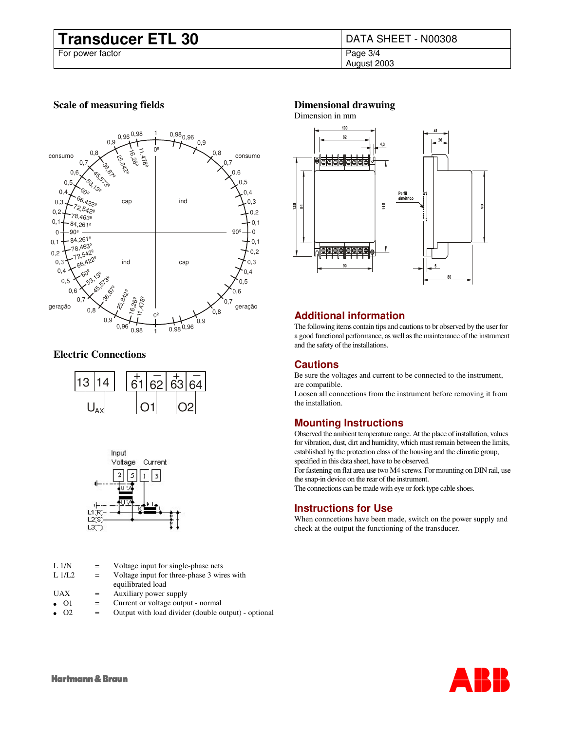## Scale of measuring fields

## Electric Connections

| 13 | 14 | | 61 (+) | 62 (−) | 63 (+) | 64 (−) |
|---|---|---|---|---|---|---|
| $U_{AX}$ | | | O1 | | O2 | |

L 1/N = Voltage input for single-phase nets

L 1/L2 = Voltage input for three-phase 3 wires with equilibrated load

UAX = Auxiliary power supply

- O1 = Current or voltage output - normal
- O2 = Output with load divider (double output) - optional

## Dimensional drawuing

Dimension in mm

## Additional information

The following items contain tips and cautions to br observed by the user for a good functional performance, as well as the maintenance of the instrument and the safety of the installations.

## Cautions

Be sure the voltages and current to be connected to the instrument, are compatible.

Loosen all connections from the instrument before removing it from the installation.

## Mounting Instructions

Observed the ambient temperature range. At the place of installation, values for vibration, dust, dirt and humidity, which must remain between the limits, established by the protection class of the housing and the climatic group, specified in this data sheet, have to be observed.

For fastening on flat area use two M4 screws. For mounting on DIN rail, use the snap-in device on the rear of the instrument.

The connections can be made with eye or fork type cable shoes.

## Instructions for Use

When conncetions have been made, switch on the power supply and check at the output the functioning of the transducer.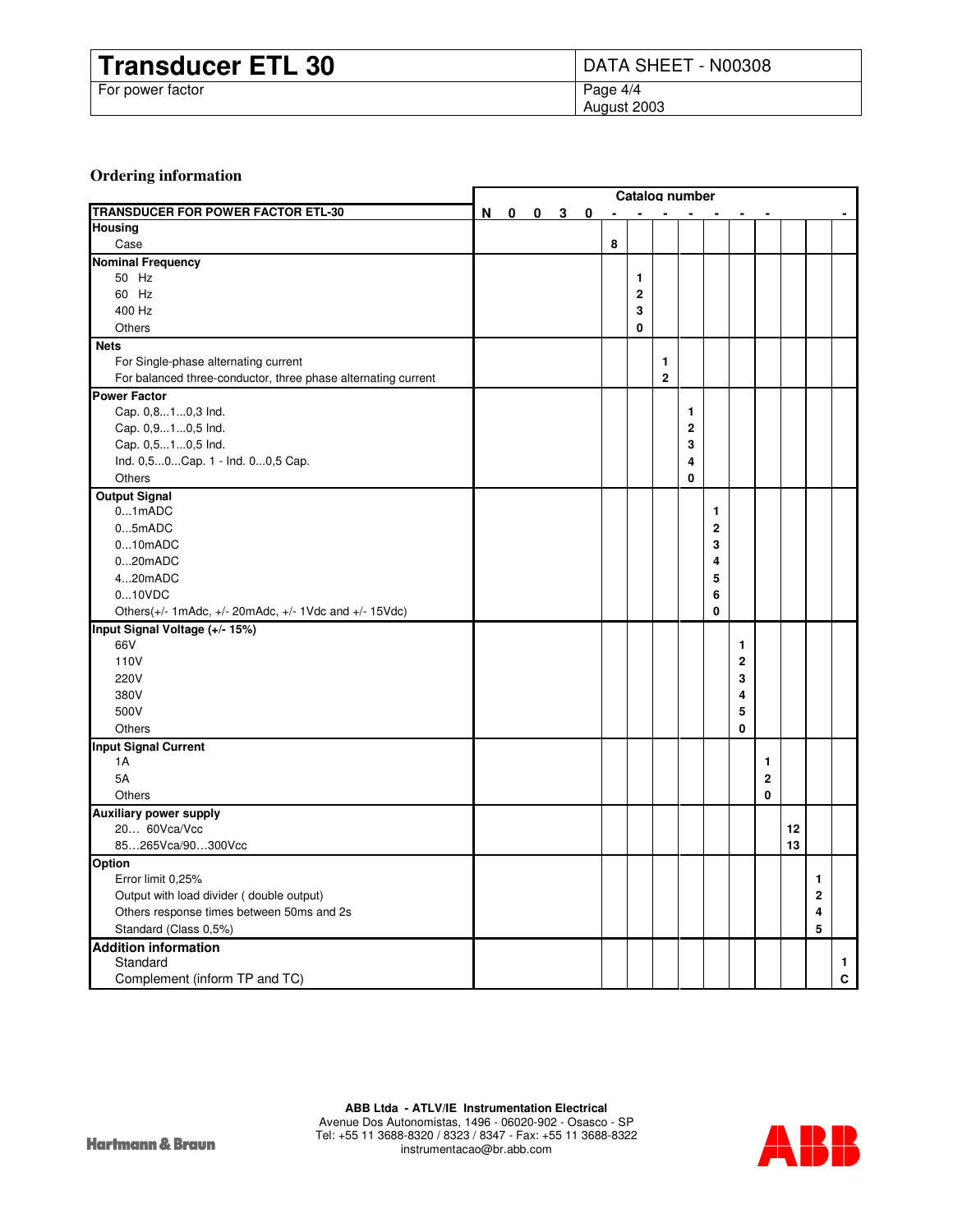## Ordering information

| | Catalog number | | | | | | | | | | |
|---|---|---|---|---|---|---|---|---|---|---|---|
| **TRANSDUCER FOR POWER FACTOR ETL-30** | **N 0 0 3 0** | **-** | **-** | **-** | **-** | **-** | **-** | **-** | | | **-** |
| **Housing** | | | | | | | | | | | |
| Case | | **8** | | | | | | | | | |
| **Nominal Frequency** | | | | | | | | | | | |
| 50 Hz | | | **1** | | | | | | | | |
| 60 Hz | | | **2** | | | | | | | | |
| 400 Hz | | | **3** | | | | | | | | |
| Others | | | **0** | | | | | | | | |
| **Nets** | | | | | | | | | | | |
| For Single-phase alternating current | | | | **1** | | | | | | | |
| For balanced three-conductor, three phase alternating current | | | | **2** | | | | | | | |
| **Power Factor** | | | | | | | | | | | |
| Cap. 0,8...1...0,3 Ind. | | | | | **1** | | | | | | |
| Cap. 0,9...1...0,5 Ind. | | | | | **2** | | | | | | |
| Cap. 0,5...1...0,5 Ind. | | | | | **3** | | | | | | |
| Ind. 0,5...0...Cap. 1 - Ind. 0...0,5 Cap. | | | | | **4** | | | | | | |
| Others | | | | | **0** | | | | | | |
| **Output Signal** | | | | | | | | | | | |
| 0...1mADC | | | | | | **1** | | | | | |
| 0...5mADC | | | | | | **2** | | | | | |
| 0...10mADC | | | | | | **3** | | | | | |
| 0...20mADC | | | | | | **4** | | | | | |
| 4...20mADC | | | | | | **5** | | | | | |
| 0...10VDC | | | | | | **6** | | | | | |
| Others(+/- 1mAdc, +/- 20mAdc, +/- 1Vdc and +/- 15Vdc) | | | | | | **0** | | | | | |
| **Input Signal Voltage (+/- 15%)** | | | | | | | | | | | |
| 66V | | | | | | | **1** | | | | |
| 110V | | | | | | | **2** | | | | |
| 220V | | | | | | | **3** | | | | |
| 380V | | | | | | | **4** | | | | |
| 500V | | | | | | | **5** | | | | |
| Others | | | | | | | **0** | | | | |
| **Input Signal Current** | | | | | | | | | | | |
| 1A | | | | | | | | **1** | | | |
| 5A | | | | | | | | **2** | | | |
| Others | | | | | | | | **0** | | | |
| **Auxiliary power supply** | | | | | | | | | | | |
| 20… 60Vca/Vcc | | | | | | | | | **12** | | |
| 85…265Vca/90…300Vcc | | | | | | | | | **13** | | |
| **Option** | | | | | | | | | | | |
| Error limit 0,25% | | | | | | | | | | **1** | |
| Output with load divider ( double output) | | | | | | | | | | **2** | |
| Others response times between 50ms and 2s | | | | | | | | | | **4** | |
| Standard (Class 0,5%) | | | | | | | | | | **5** | |
| **Addition information** | | | | | | | | | | | |
| Standard | | | | | | | | | | | **1** |
| Complement (inform TP and TC) | | | | | | | | | | | **C** |

**ABB Ltda - ATLV/IE Instrumentation Electrical**
Avenue Dos Autonomistas, 1496 - 06020-902 - Osasco - SP
Tel: +55 11 3688-8320 / 8323 / 8347 - Fax: +55 11 3688-8322
instrumentacao@br.abb.com

Hartmann & Braun

ABB